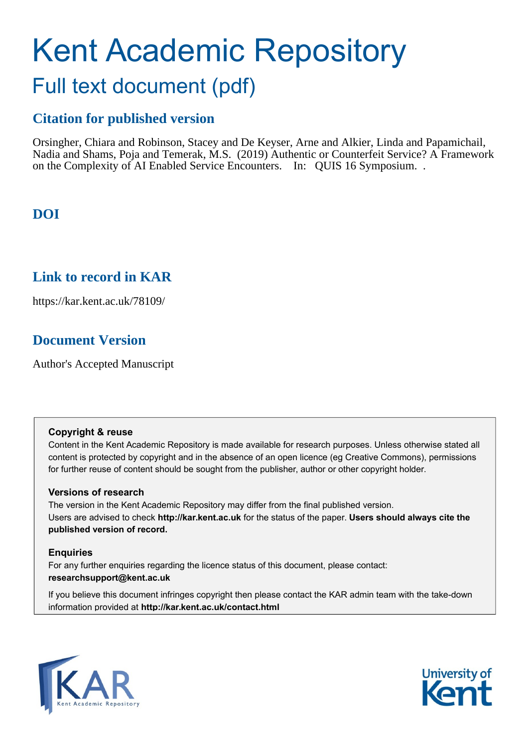# Kent Academic Repository

## Full text document (pdf)

### Citation for published version

Orsingher, Chiara and Robinson, Stacey and De Keyser, Arne and Alkier, Linda and Papamichail, Nadia and Shams, Poja and Temerak, M.S. (2019) Authentic or Counterfeit Service? A Framework on the Complexity of AI Enabled Service Encounters. In: QUIS 16 Symposium. .

### DOI

### Link to record in KAR

https://kar.kent.ac.uk/78109/

### Document Version

Author's Accepted Manuscript

**Copyright & reuse**

Content in the Kent Academic Repository is made available for research purposes. Unless otherwise stated all content is protected by copyright and in the absence of an open licence (eg Creative Commons), permissions for further reuse of content should be sought from the publisher, author or other copyright holder.

**Versions of research**

The version in the Kent Academic Repository may differ from the final published version.
Users are advised to check **http://kar.kent.ac.uk** for the status of the paper. **Users should always cite the published version of record.**

**Enquiries**

For any further enquiries regarding the licence status of this document, please contact:
**researchsupport@kent.ac.uk**

If you believe this document infringes copyright then please contact the KAR admin team with the take-down information provided at **http://kar.kent.ac.uk/contact.html**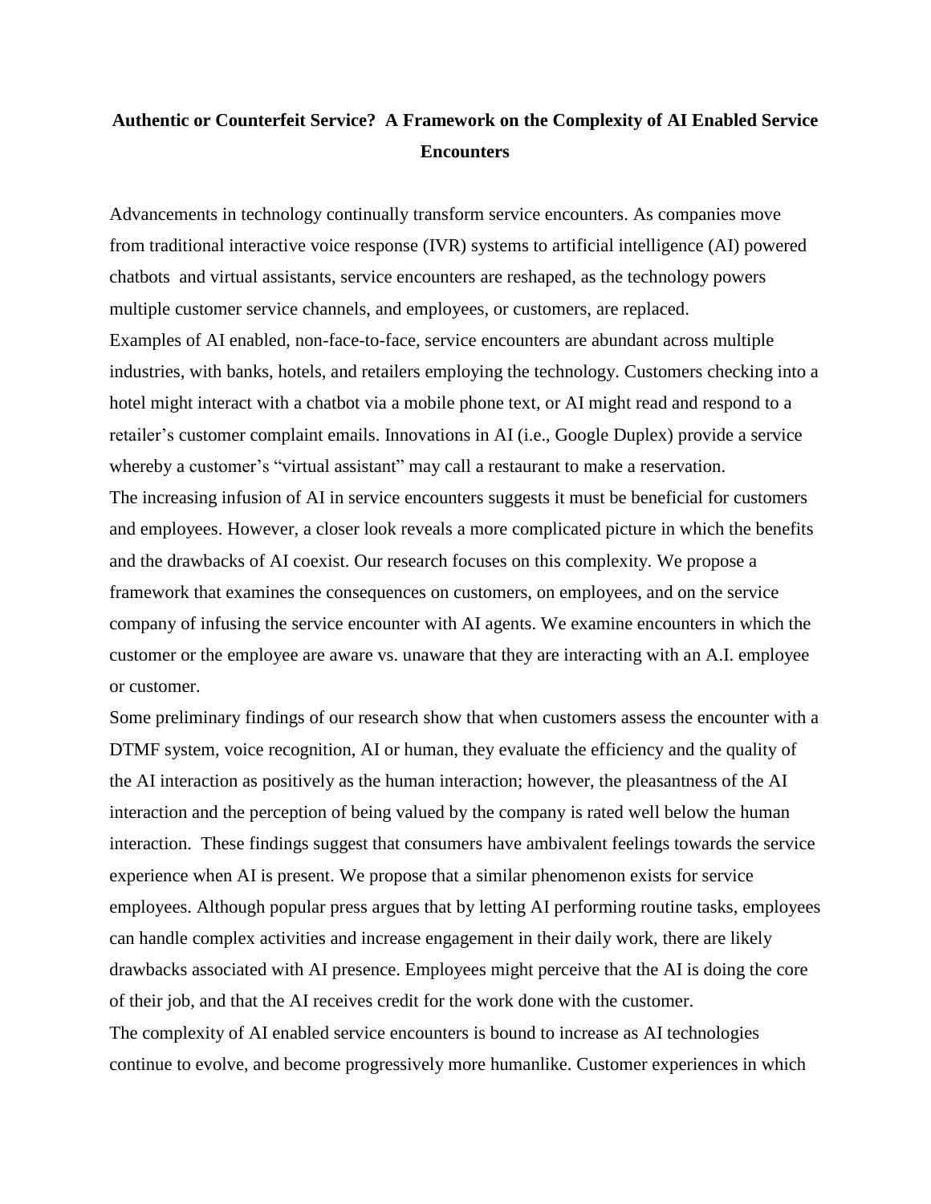**Authentic or Counterfeit Service? A Framework on the Complexity of AI Enabled Service Encounters**

Advancements in technology continually transform service encounters. As companies move from traditional interactive voice response (IVR) systems to artificial intelligence (AI) powered chatbots and virtual assistants, service encounters are reshaped, as the technology powers multiple customer service channels, and employees, or customers, are replaced.

Examples of AI enabled, non-face-to-face, service encounters are abundant across multiple industries, with banks, hotels, and retailers employing the technology. Customers checking into a hotel might interact with a chatbot via a mobile phone text, or AI might read and respond to a retailer's customer complaint emails. Innovations in AI (i.e., Google Duplex) provide a service whereby a customer's "virtual assistant" may call a restaurant to make a reservation.

The increasing infusion of AI in service encounters suggests it must be beneficial for customers and employees. However, a closer look reveals a more complicated picture in which the benefits and the drawbacks of AI coexist. Our research focuses on this complexity. We propose a framework that examines the consequences on customers, on employees, and on the service company of infusing the service encounter with AI agents. We examine encounters in which the customer or the employee are aware vs. unaware that they are interacting with an A.I. employee or customer.

Some preliminary findings of our research show that when customers assess the encounter with a DTMF system, voice recognition, AI or human, they evaluate the efficiency and the quality of the AI interaction as positively as the human interaction; however, the pleasantness of the AI interaction and the perception of being valued by the company is rated well below the human interaction. These findings suggest that consumers have ambivalent feelings towards the service experience when AI is present. We propose that a similar phenomenon exists for service employees. Although popular press argues that by letting AI performing routine tasks, employees can handle complex activities and increase engagement in their daily work, there are likely drawbacks associated with AI presence. Employees might perceive that the AI is doing the core of their job, and that the AI receives credit for the work done with the customer.

The complexity of AI enabled service encounters is bound to increase as AI technologies continue to evolve, and become progressively more humanlike. Customer experiences in which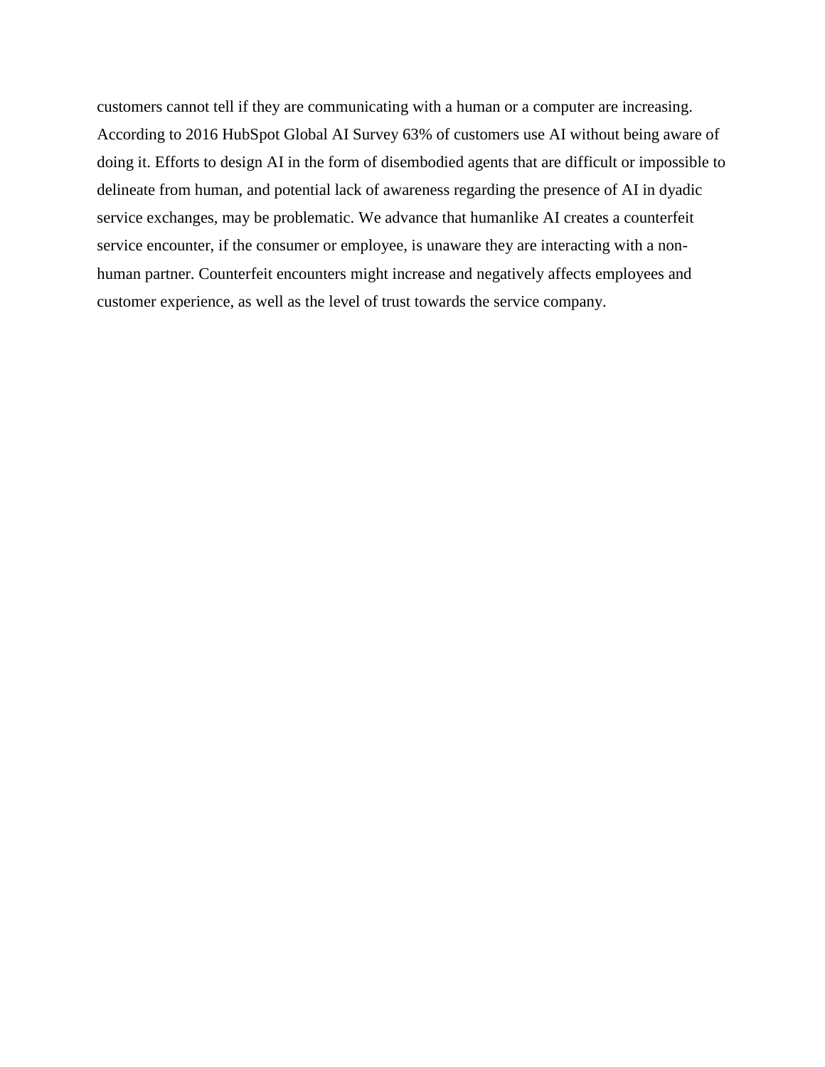customers cannot tell if they are communicating with a human or a computer are increasing. According to 2016 HubSpot Global AI Survey 63% of customers use AI without being aware of doing it. Efforts to design AI in the form of disembodied agents that are difficult or impossible to delineate from human, and potential lack of awareness regarding the presence of AI in dyadic service exchanges, may be problematic. We advance that humanlike AI creates a counterfeit service encounter, if the consumer or employee, is unaware they are interacting with a non-human partner. Counterfeit encounters might increase and negatively affects employees and customer experience, as well as the level of trust towards the service company.